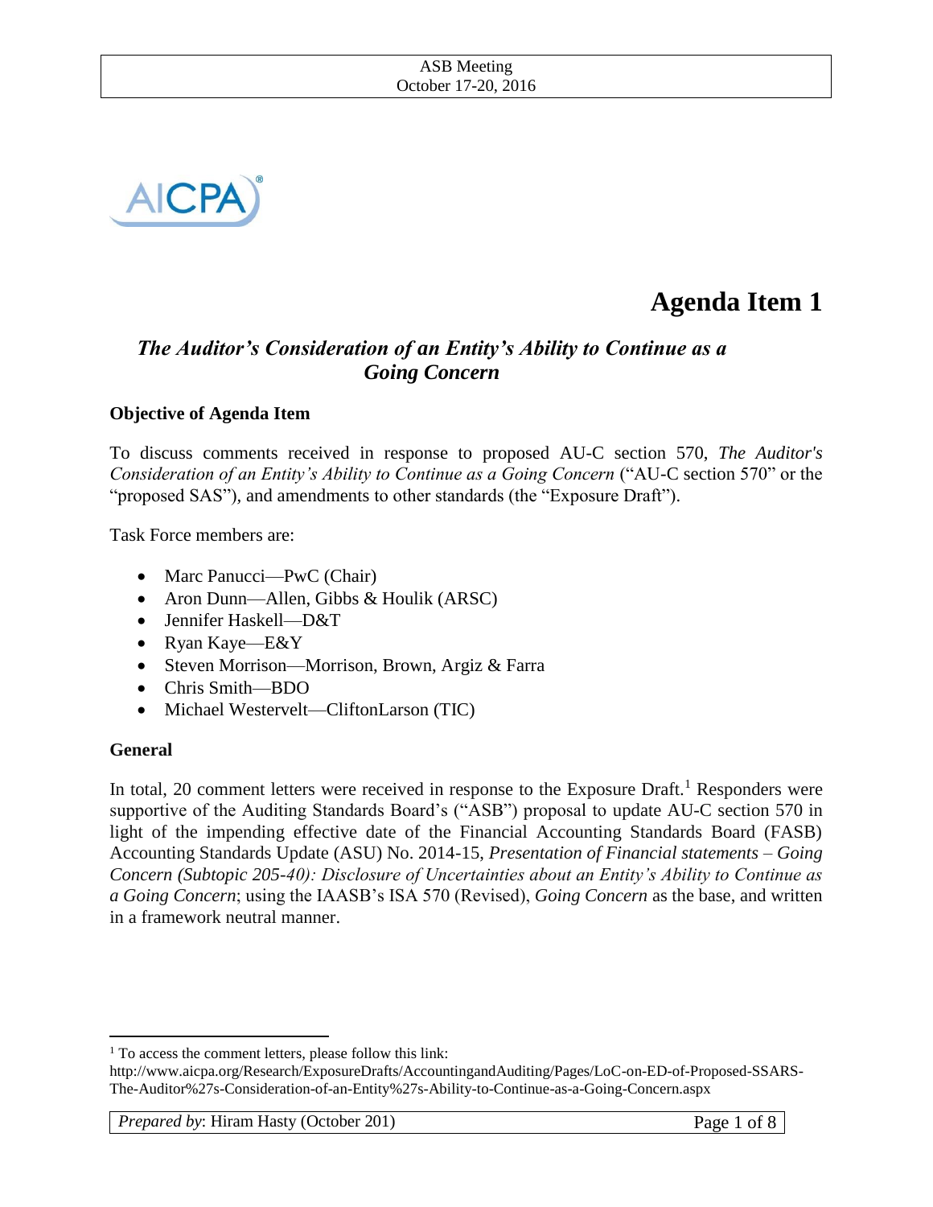# Agenda Item 1

## *The Auditor's Consideration of an Entity's Ability to Continue as a Going Concern*

### Objective of Agenda Item

To discuss comments received in response to proposed AU-C section 570, *The Auditor's Consideration of an Entity's Ability to Continue as a Going Concern* ("AU-C section 570" or the "proposed SAS"), and amendments to other standards (the "Exposure Draft").

Task Force members are:

- Marc Panucci—PwC (Chair)
- Aron Dunn—Allen, Gibbs & Houlik (ARSC)
- Jennifer Haskell—D&T
- Ryan Kaye—E&Y
- Steven Morrison—Morrison, Brown, Argiz & Farra
- Chris Smith—BDO
- Michael Westervelt—CliftonLarson (TIC)

### General

In total, 20 comment letters were received in response to the Exposure Draft.[1] Responders were supportive of the Auditing Standards Board's ("ASB") proposal to update AU-C section 570 in light of the impending effective date of the Financial Accounting Standards Board (FASB) Accounting Standards Update (ASU) No. 2014-15, *Presentation of Financial statements – Going Concern (Subtopic 205-40): Disclosure of Uncertainties about an Entity's Ability to Continue as a Going Concern*; using the IAASB's ISA 570 (Revised), *Going Concern* as the base, and written in a framework neutral manner.

[1] To access the comment letters, please follow this link: http://www.aicpa.org/Research/ExposureDrafts/AccountingandAuditing/Pages/LoC-on-ED-of-Proposed-SSARS-The-Auditor%27s-Consideration-of-an-Entity%27s-Ability-to-Continue-as-a-Going-Concern.aspx

*Prepared by*: Hiram Hasty (October 201)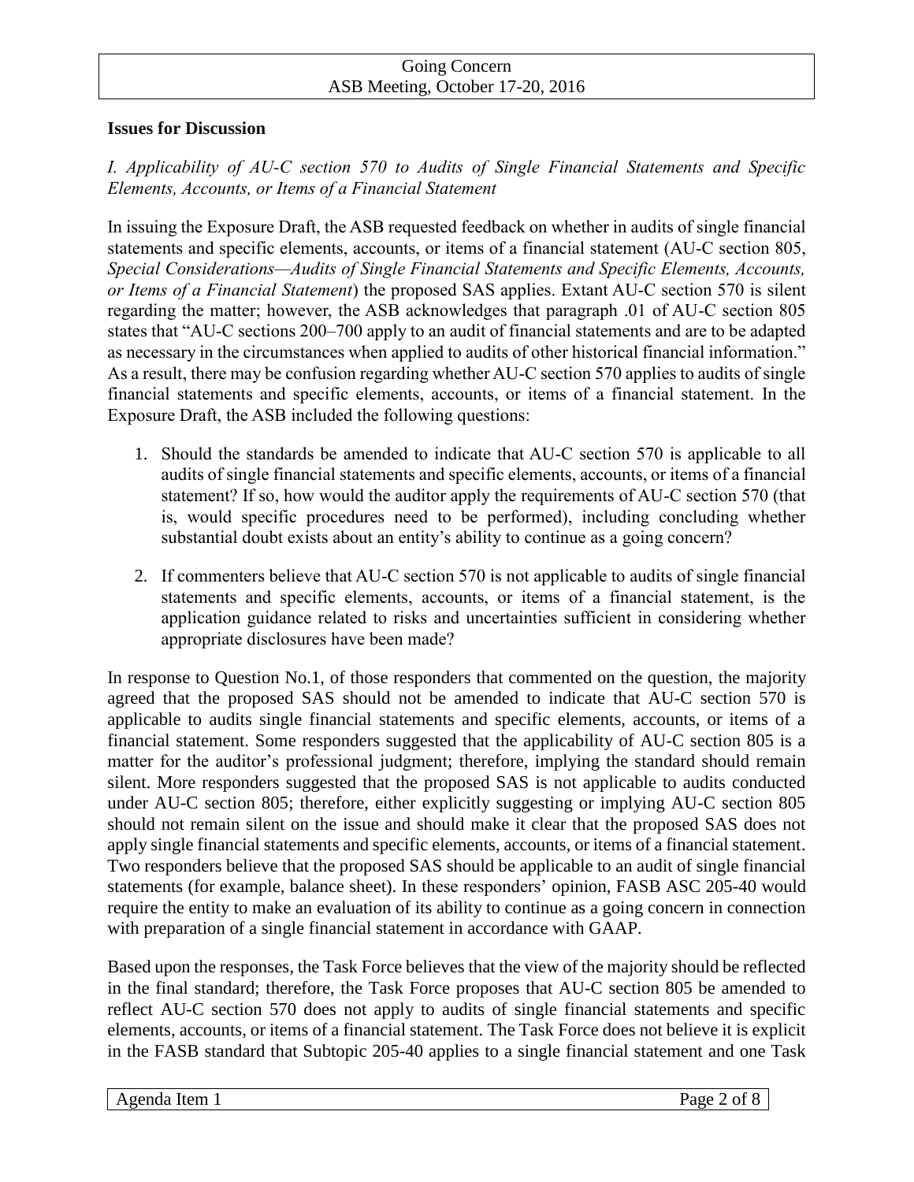**Issues for Discussion**

*I. Applicability of AU-C section 570 to Audits of Single Financial Statements and Specific Elements, Accounts, or Items of a Financial Statement*

In issuing the Exposure Draft, the ASB requested feedback on whether in audits of single financial statements and specific elements, accounts, or items of a financial statement (AU-C section 805, *Special Considerations—Audits of Single Financial Statements and Specific Elements, Accounts, or Items of a Financial Statement*) the proposed SAS applies. Extant AU-C section 570 is silent regarding the matter; however, the ASB acknowledges that paragraph .01 of AU-C section 805 states that "AU-C sections 200–700 apply to an audit of financial statements and are to be adapted as necessary in the circumstances when applied to audits of other historical financial information." As a result, there may be confusion regarding whether AU-C section 570 applies to audits of single financial statements and specific elements, accounts, or items of a financial statement. In the Exposure Draft, the ASB included the following questions:

1. Should the standards be amended to indicate that AU-C section 570 is applicable to all audits of single financial statements and specific elements, accounts, or items of a financial statement? If so, how would the auditor apply the requirements of AU-C section 570 (that is, would specific procedures need to be performed), including concluding whether substantial doubt exists about an entity's ability to continue as a going concern?

2. If commenters believe that AU-C section 570 is not applicable to audits of single financial statements and specific elements, accounts, or items of a financial statement, is the application guidance related to risks and uncertainties sufficient in considering whether appropriate disclosures have been made?

In response to Question No.1, of those responders that commented on the question, the majority agreed that the proposed SAS should not be amended to indicate that AU-C section 570 is applicable to audits single financial statements and specific elements, accounts, or items of a financial statement. Some responders suggested that the applicability of AU-C section 805 is a matter for the auditor's professional judgment; therefore, implying the standard should remain silent. More responders suggested that the proposed SAS is not applicable to audits conducted under AU-C section 805; therefore, either explicitly suggesting or implying AU-C section 805 should not remain silent on the issue and should make it clear that the proposed SAS does not apply single financial statements and specific elements, accounts, or items of a financial statement. Two responders believe that the proposed SAS should be applicable to an audit of single financial statements (for example, balance sheet). In these responders' opinion, FASB ASC 205-40 would require the entity to make an evaluation of its ability to continue as a going concern in connection with preparation of a single financial statement in accordance with GAAP.

Based upon the responses, the Task Force believes that the view of the majority should be reflected in the final standard; therefore, the Task Force proposes that AU-C section 805 be amended to reflect AU-C section 570 does not apply to audits of single financial statements and specific elements, accounts, or items of a financial statement. The Task Force does not believe it is explicit in the FASB standard that Subtopic 205-40 applies to a single financial statement and one Task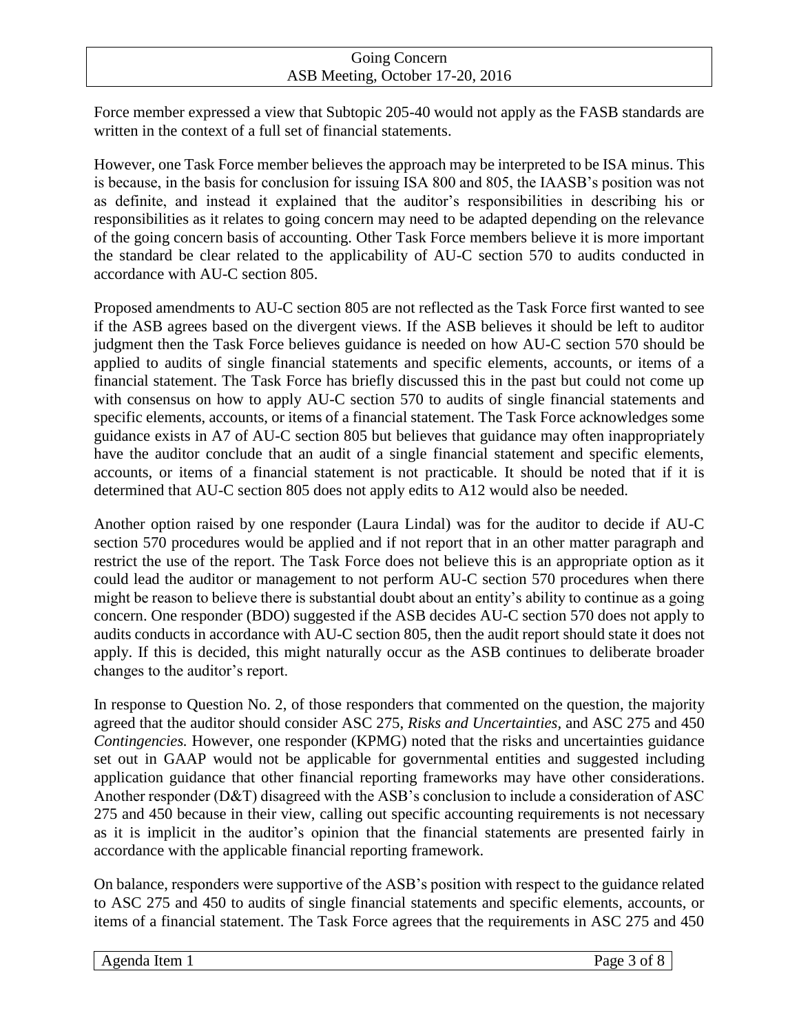Force member expressed a view that Subtopic 205-40 would not apply as the FASB standards are written in the context of a full set of financial statements.

However, one Task Force member believes the approach may be interpreted to be ISA minus. This is because, in the basis for conclusion for issuing ISA 800 and 805, the IAASB's position was not as definite, and instead it explained that the auditor's responsibilities in describing his or responsibilities as it relates to going concern may need to be adapted depending on the relevance of the going concern basis of accounting. Other Task Force members believe it is more important the standard be clear related to the applicability of AU-C section 570 to audits conducted in accordance with AU-C section 805.

Proposed amendments to AU-C section 805 are not reflected as the Task Force first wanted to see if the ASB agrees based on the divergent views. If the ASB believes it should be left to auditor judgment then the Task Force believes guidance is needed on how AU-C section 570 should be applied to audits of single financial statements and specific elements, accounts, or items of a financial statement. The Task Force has briefly discussed this in the past but could not come up with consensus on how to apply AU-C section 570 to audits of single financial statements and specific elements, accounts, or items of a financial statement. The Task Force acknowledges some guidance exists in A7 of AU-C section 805 but believes that guidance may often inappropriately have the auditor conclude that an audit of a single financial statement and specific elements, accounts, or items of a financial statement is not practicable. It should be noted that if it is determined that AU-C section 805 does not apply edits to A12 would also be needed.

Another option raised by one responder (Laura Lindal) was for the auditor to decide if AU-C section 570 procedures would be applied and if not report that in an other matter paragraph and restrict the use of the report. The Task Force does not believe this is an appropriate option as it could lead the auditor or management to not perform AU-C section 570 procedures when there might be reason to believe there is substantial doubt about an entity's ability to continue as a going concern. One responder (BDO) suggested if the ASB decides AU-C section 570 does not apply to audits conducts in accordance with AU-C section 805, then the audit report should state it does not apply. If this is decided, this might naturally occur as the ASB continues to deliberate broader changes to the auditor's report.

In response to Question No. 2, of those responders that commented on the question, the majority agreed that the auditor should consider ASC 275, *Risks and Uncertainties*, and ASC 275 and 450 *Contingencies.* However, one responder (KPMG) noted that the risks and uncertainties guidance set out in GAAP would not be applicable for governmental entities and suggested including application guidance that other financial reporting frameworks may have other considerations. Another responder (D&T) disagreed with the ASB's conclusion to include a consideration of ASC 275 and 450 because in their view, calling out specific accounting requirements is not necessary as it is implicit in the auditor's opinion that the financial statements are presented fairly in accordance with the applicable financial reporting framework.

On balance, responders were supportive of the ASB's position with respect to the guidance related to ASC 275 and 450 to audits of single financial statements and specific elements, accounts, or items of a financial statement. The Task Force agrees that the requirements in ASC 275 and 450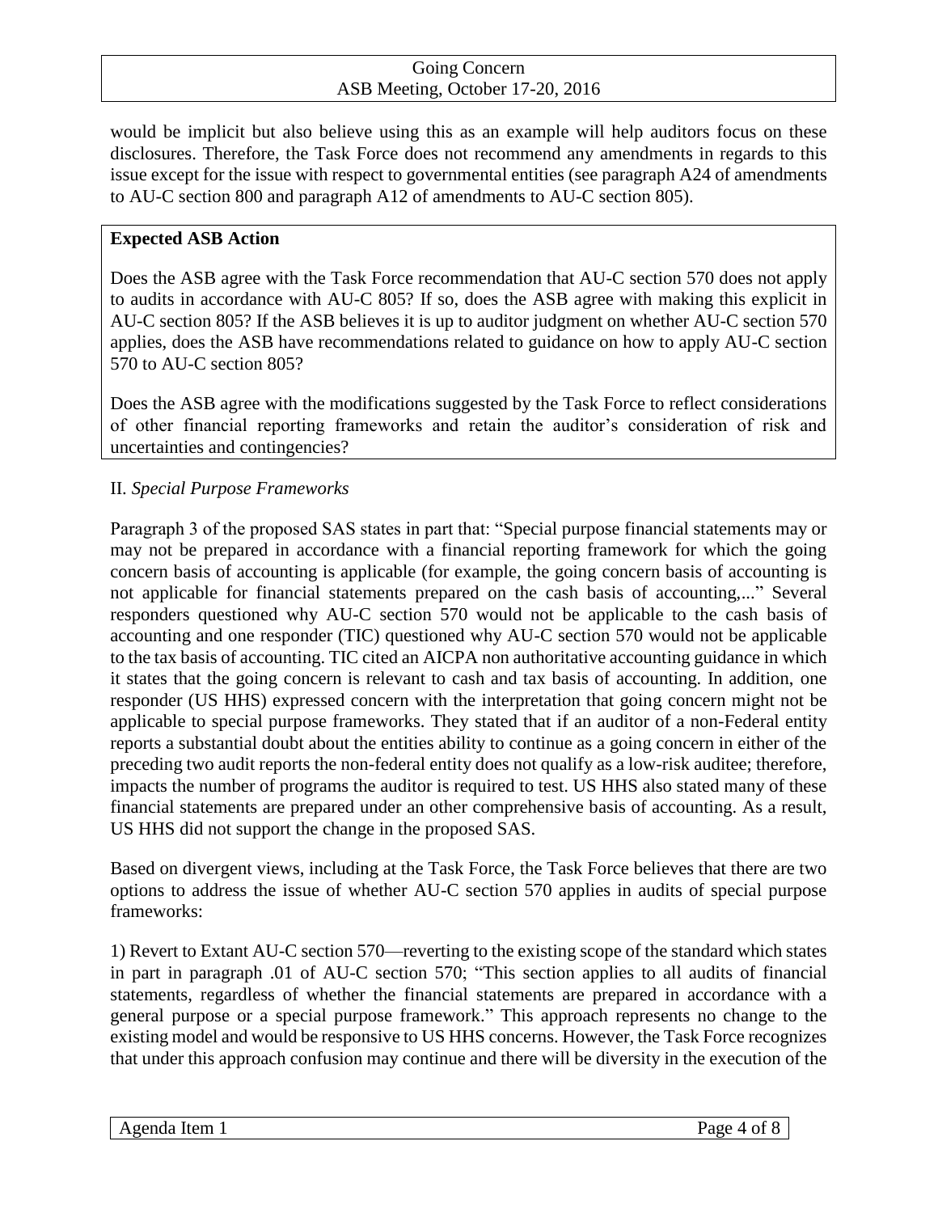would be implicit but also believe using this as an example will help auditors focus on these disclosures. Therefore, the Task Force does not recommend any amendments in regards to this issue except for the issue with respect to governmental entities (see paragraph A24 of amendments to AU-C section 800 and paragraph A12 of amendments to AU-C section 805).

**Expected ASB Action**

Does the ASB agree with the Task Force recommendation that AU-C section 570 does not apply to audits in accordance with AU-C 805? If so, does the ASB agree with making this explicit in AU-C section 805? If the ASB believes it is up to auditor judgment on whether AU-C section 570 applies, does the ASB have recommendations related to guidance on how to apply AU-C section 570 to AU-C section 805?

Does the ASB agree with the modifications suggested by the Task Force to reflect considerations of other financial reporting frameworks and retain the auditor's consideration of risk and uncertainties and contingencies?

II. *Special Purpose Frameworks*

Paragraph 3 of the proposed SAS states in part that: "Special purpose financial statements may or may not be prepared in accordance with a financial reporting framework for which the going concern basis of accounting is applicable (for example, the going concern basis of accounting is not applicable for financial statements prepared on the cash basis of accounting,..." Several responders questioned why AU-C section 570 would not be applicable to the cash basis of accounting and one responder (TIC) questioned why AU-C section 570 would not be applicable to the tax basis of accounting. TIC cited an AICPA non authoritative accounting guidance in which it states that the going concern is relevant to cash and tax basis of accounting. In addition, one responder (US HHS) expressed concern with the interpretation that going concern might not be applicable to special purpose frameworks. They stated that if an auditor of a non-Federal entity reports a substantial doubt about the entities ability to continue as a going concern in either of the preceding two audit reports the non-federal entity does not qualify as a low-risk auditee; therefore, impacts the number of programs the auditor is required to test. US HHS also stated many of these financial statements are prepared under an other comprehensive basis of accounting. As a result, US HHS did not support the change in the proposed SAS.

Based on divergent views, including at the Task Force, the Task Force believes that there are two options to address the issue of whether AU-C section 570 applies in audits of special purpose frameworks:

1) Revert to Extant AU-C section 570—reverting to the existing scope of the standard which states in part in paragraph .01 of AU-C section 570; "This section applies to all audits of financial statements, regardless of whether the financial statements are prepared in accordance with a general purpose or a special purpose framework." This approach represents no change to the existing model and would be responsive to US HHS concerns. However, the Task Force recognizes that under this approach confusion may continue and there will be diversity in the execution of the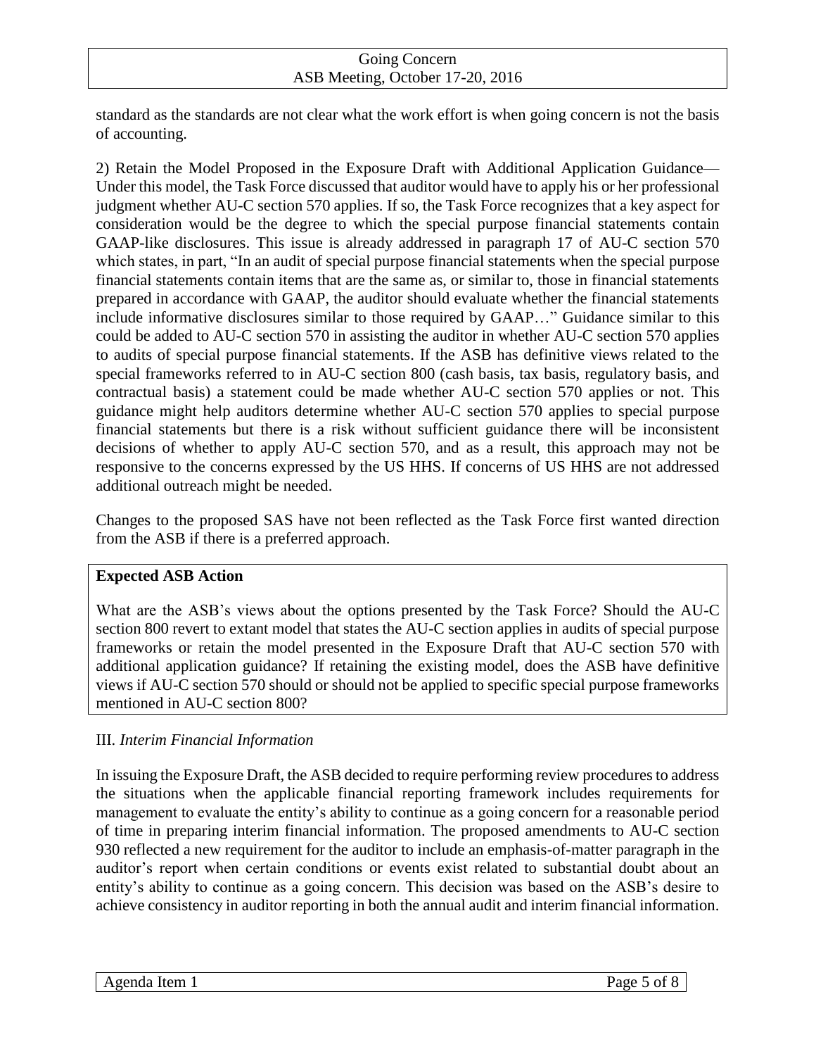standard as the standards are not clear what the work effort is when going concern is not the basis of accounting.

2) Retain the Model Proposed in the Exposure Draft with Additional Application Guidance—Under this model, the Task Force discussed that auditor would have to apply his or her professional judgment whether AU-C section 570 applies. If so, the Task Force recognizes that a key aspect for consideration would be the degree to which the special purpose financial statements contain GAAP-like disclosures. This issue is already addressed in paragraph 17 of AU-C section 570 which states, in part, "In an audit of special purpose financial statements when the special purpose financial statements contain items that are the same as, or similar to, those in financial statements prepared in accordance with GAAP, the auditor should evaluate whether the financial statements include informative disclosures similar to those required by GAAP…" Guidance similar to this could be added to AU-C section 570 in assisting the auditor in whether AU-C section 570 applies to audits of special purpose financial statements. If the ASB has definitive views related to the special frameworks referred to in AU-C section 800 (cash basis, tax basis, regulatory basis, and contractual basis) a statement could be made whether AU-C section 570 applies or not. This guidance might help auditors determine whether AU-C section 570 applies to special purpose financial statements but there is a risk without sufficient guidance there will be inconsistent decisions of whether to apply AU-C section 570, and as a result, this approach may not be responsive to the concerns expressed by the US HHS. If concerns of US HHS are not addressed additional outreach might be needed.

Changes to the proposed SAS have not been reflected as the Task Force first wanted direction from the ASB if there is a preferred approach.

**Expected ASB Action**

What are the ASB's views about the options presented by the Task Force? Should the AU-C section 800 revert to extant model that states the AU-C section applies in audits of special purpose frameworks or retain the model presented in the Exposure Draft that AU-C section 570 with additional application guidance? If retaining the existing model, does the ASB have definitive views if AU-C section 570 should or should not be applied to specific special purpose frameworks mentioned in AU-C section 800?

III. *Interim Financial Information*

In issuing the Exposure Draft, the ASB decided to require performing review procedures to address the situations when the applicable financial reporting framework includes requirements for management to evaluate the entity's ability to continue as a going concern for a reasonable period of time in preparing interim financial information. The proposed amendments to AU-C section 930 reflected a new requirement for the auditor to include an emphasis-of-matter paragraph in the auditor's report when certain conditions or events exist related to substantial doubt about an entity's ability to continue as a going concern. This decision was based on the ASB's desire to achieve consistency in auditor reporting in both the annual audit and interim financial information.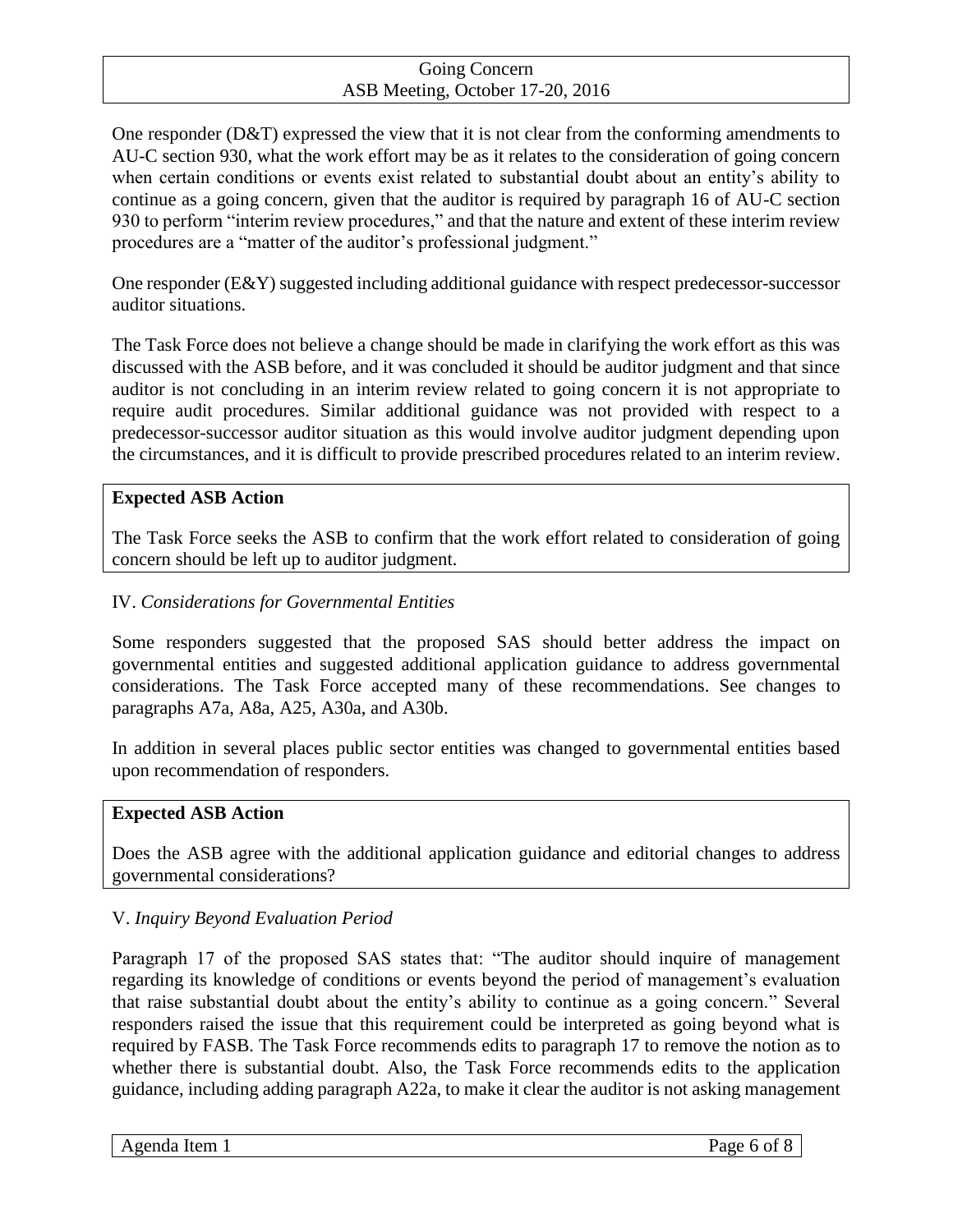One responder (D&T) expressed the view that it is not clear from the conforming amendments to AU-C section 930, what the work effort may be as it relates to the consideration of going concern when certain conditions or events exist related to substantial doubt about an entity's ability to continue as a going concern, given that the auditor is required by paragraph 16 of AU-C section 930 to perform "interim review procedures," and that the nature and extent of these interim review procedures are a "matter of the auditor's professional judgment."

One responder (E&Y) suggested including additional guidance with respect predecessor-successor auditor situations.

The Task Force does not believe a change should be made in clarifying the work effort as this was discussed with the ASB before, and it was concluded it should be auditor judgment and that since auditor is not concluding in an interim review related to going concern it is not appropriate to require audit procedures. Similar additional guidance was not provided with respect to a predecessor-successor auditor situation as this would involve auditor judgment depending upon the circumstances, and it is difficult to provide prescribed procedures related to an interim review.

**Expected ASB Action**

The Task Force seeks the ASB to confirm that the work effort related to consideration of going concern should be left up to auditor judgment.

IV. *Considerations for Governmental Entities*

Some responders suggested that the proposed SAS should better address the impact on governmental entities and suggested additional application guidance to address governmental considerations. The Task Force accepted many of these recommendations. See changes to paragraphs A7a, A8a, A25, A30a, and A30b.

In addition in several places public sector entities was changed to governmental entities based upon recommendation of responders.

**Expected ASB Action**

Does the ASB agree with the additional application guidance and editorial changes to address governmental considerations?

V. *Inquiry Beyond Evaluation Period*

Paragraph 17 of the proposed SAS states that: "The auditor should inquire of management regarding its knowledge of conditions or events beyond the period of management's evaluation that raise substantial doubt about the entity's ability to continue as a going concern." Several responders raised the issue that this requirement could be interpreted as going beyond what is required by FASB. The Task Force recommends edits to paragraph 17 to remove the notion as to whether there is substantial doubt. Also, the Task Force recommends edits to the application guidance, including adding paragraph A22a, to make it clear the auditor is not asking management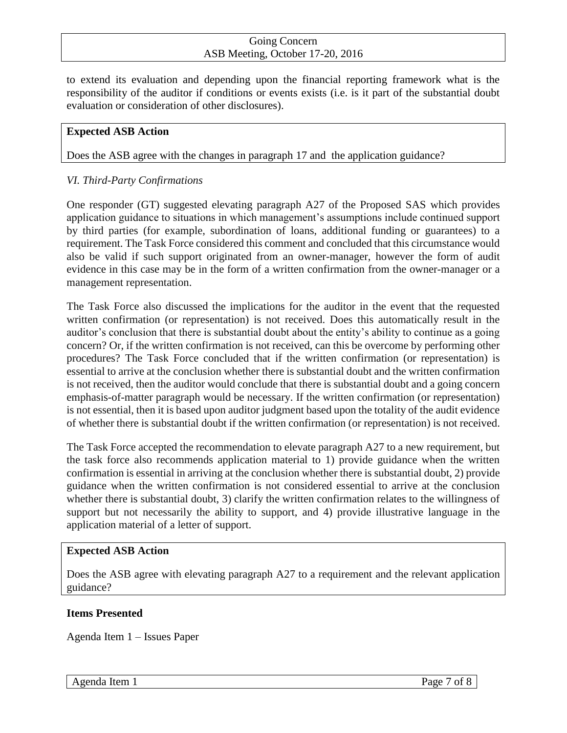to extend its evaluation and depending upon the financial reporting framework what is the responsibility of the auditor if conditions or events exists (i.e. is it part of the substantial doubt evaluation or consideration of other disclosures).

**Expected ASB Action**

Does the ASB agree with the changes in paragraph 17 and the application guidance?

*VI. Third-Party Confirmations*

One responder (GT) suggested elevating paragraph A27 of the Proposed SAS which provides application guidance to situations in which management's assumptions include continued support by third parties (for example, subordination of loans, additional funding or guarantees) to a requirement. The Task Force considered this comment and concluded that this circumstance would also be valid if such support originated from an owner-manager, however the form of audit evidence in this case may be in the form of a written confirmation from the owner-manager or a management representation.

The Task Force also discussed the implications for the auditor in the event that the requested written confirmation (or representation) is not received. Does this automatically result in the auditor's conclusion that there is substantial doubt about the entity's ability to continue as a going concern? Or, if the written confirmation is not received, can this be overcome by performing other procedures? The Task Force concluded that if the written confirmation (or representation) is essential to arrive at the conclusion whether there is substantial doubt and the written confirmation is not received, then the auditor would conclude that there is substantial doubt and a going concern emphasis-of-matter paragraph would be necessary. If the written confirmation (or representation) is not essential, then it is based upon auditor judgment based upon the totality of the audit evidence of whether there is substantial doubt if the written confirmation (or representation) is not received.

The Task Force accepted the recommendation to elevate paragraph A27 to a new requirement, but the task force also recommends application material to 1) provide guidance when the written confirmation is essential in arriving at the conclusion whether there is substantial doubt, 2) provide guidance when the written confirmation is not considered essential to arrive at the conclusion whether there is substantial doubt, 3) clarify the written confirmation relates to the willingness of support but not necessarily the ability to support, and 4) provide illustrative language in the application material of a letter of support.

**Expected ASB Action**

Does the ASB agree with elevating paragraph A27 to a requirement and the relevant application guidance?

**Items Presented**

Agenda Item 1 – Issues Paper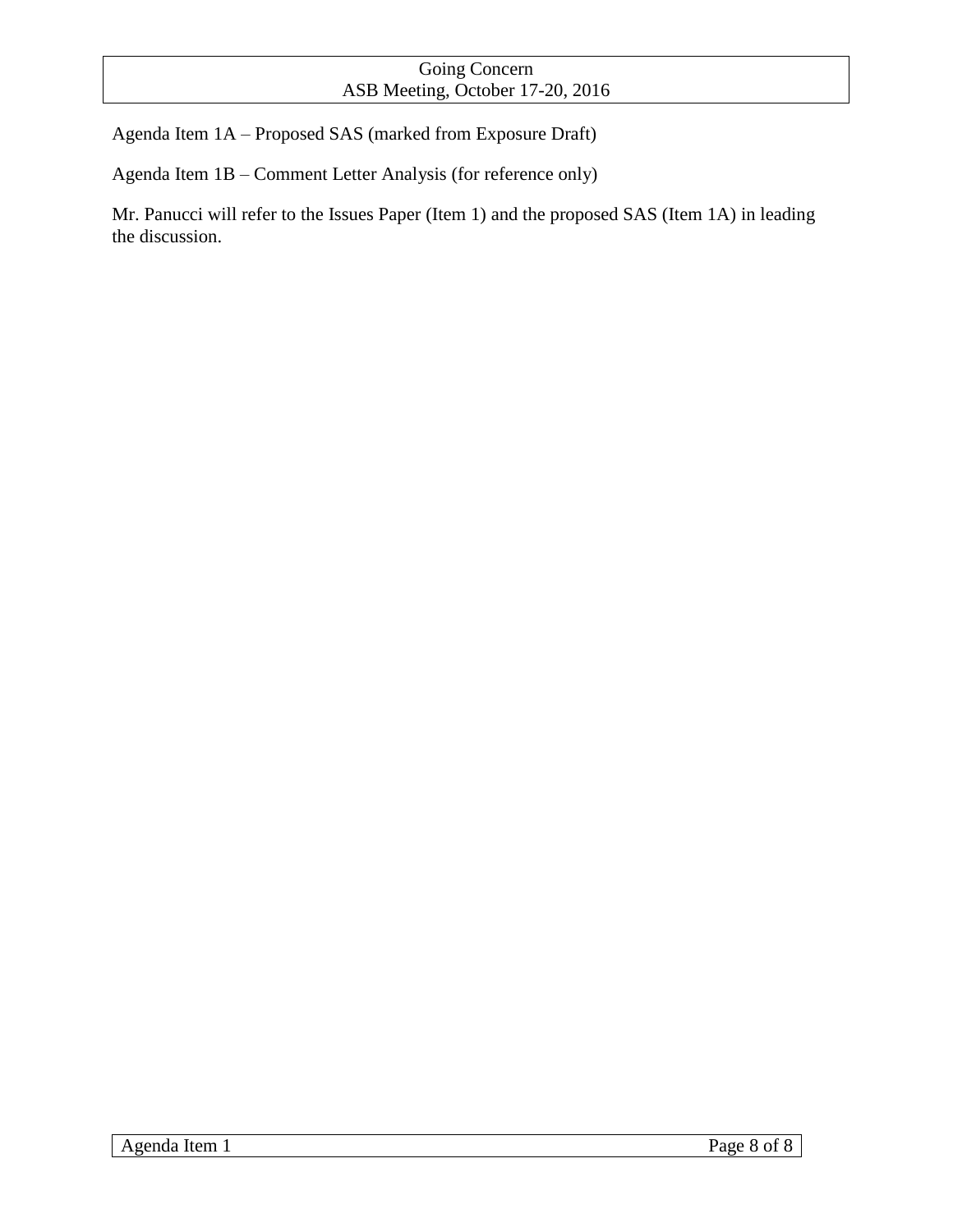Agenda Item 1A – Proposed SAS (marked from Exposure Draft)

Agenda Item 1B – Comment Letter Analysis (for reference only)

Mr. Panucci will refer to the Issues Paper (Item 1) and the proposed SAS (Item 1A) in leading the discussion.